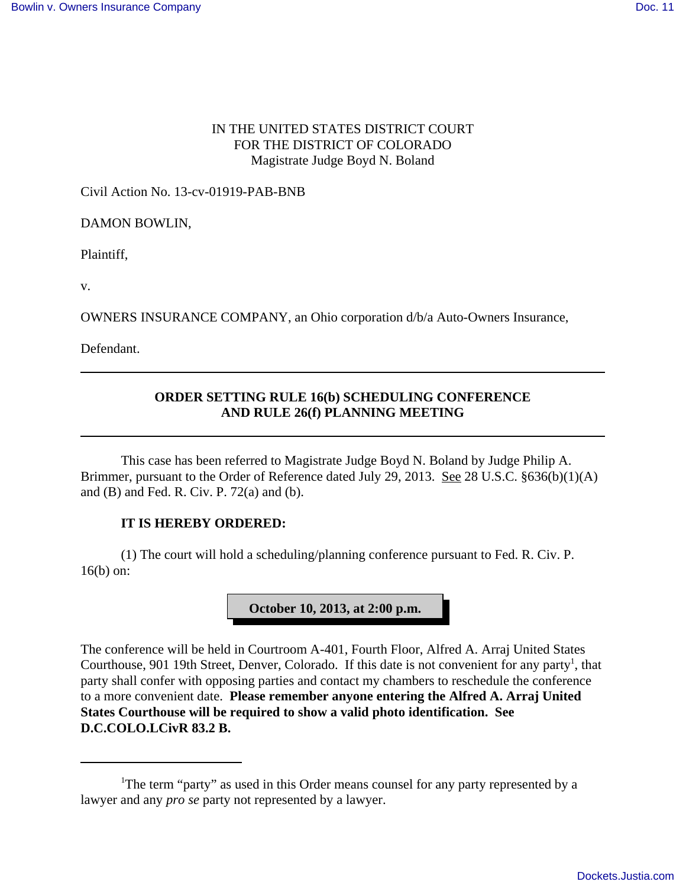IN THE UNITED STATES DISTRICT COURT
FOR THE DISTRICT OF COLORADO
Magistrate Judge Boyd N. Boland

Civil Action No. 13-cv-01919-PAB-BNB

DAMON BOWLIN,

Plaintiff,

v.

OWNERS INSURANCE COMPANY, an Ohio corporation d/b/a Auto-Owners Insurance,

Defendant.

---

**ORDER SETTING RULE 16(b) SCHEDULING CONFERENCE AND RULE 26(f) PLANNING MEETING**

---

This case has been referred to Magistrate Judge Boyd N. Boland by Judge Philip A. Brimmer, pursuant to the Order of Reference dated July 29, 2013. See 28 U.S.C. §636(b)(1)(A) and (B) and Fed. R. Civ. P. 72(a) and (b).

**IT IS HEREBY ORDERED:**

(1) The court will hold a scheduling/planning conference pursuant to Fed. R. Civ. P. 16(b) on:

**October 10, 2013, at 2:00 p.m.**

The conference will be held in Courtroom A-401, Fourth Floor, Alfred A. Arraj United States Courthouse, 901 19th Street, Denver, Colorado. If this date is not convenient for any party[1], that party shall confer with opposing parties and contact my chambers to reschedule the conference to a more convenient date. **Please remember anyone entering the Alfred A. Arraj United States Courthouse will be required to show a valid photo identification. See D.C.COLO.LCivR 83.2 B.**

---

[1]The term "party" as used in this Order means counsel for any party represented by a lawyer and any *pro se* party not represented by a lawyer.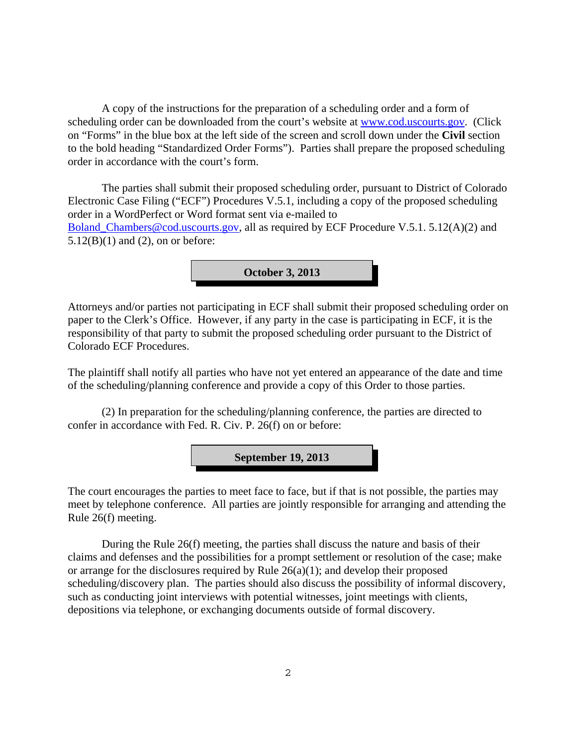A copy of the instructions for the preparation of a scheduling order and a form of scheduling order can be downloaded from the court's website at [www.cod.uscourts.gov](http://www.cod.uscourts.gov). (Click on "Forms" in the blue box at the left side of the screen and scroll down under the **Civil** section to the bold heading "Standardized Order Forms"). Parties shall prepare the proposed scheduling order in accordance with the court's form.

The parties shall submit their proposed scheduling order, pursuant to District of Colorado Electronic Case Filing ("ECF") Procedures V.5.1, including a copy of the proposed scheduling order in a WordPerfect or Word format sent via e-mailed to [Boland_Chambers@cod.uscourts.gov](mailto:Boland_Chambers@cod.uscourts.gov), all as required by ECF Procedure V.5.1. 5.12(A)(2) and 5.12(B)(1) and (2), on or before:

**October 3, 2013**

Attorneys and/or parties not participating in ECF shall submit their proposed scheduling order on paper to the Clerk's Office. However, if any party in the case is participating in ECF, it is the responsibility of that party to submit the proposed scheduling order pursuant to the District of Colorado ECF Procedures.

The plaintiff shall notify all parties who have not yet entered an appearance of the date and time of the scheduling/planning conference and provide a copy of this Order to those parties.

(2) In preparation for the scheduling/planning conference, the parties are directed to confer in accordance with Fed. R. Civ. P. 26(f) on or before:

**September 19, 2013**

The court encourages the parties to meet face to face, but if that is not possible, the parties may meet by telephone conference. All parties are jointly responsible for arranging and attending the Rule 26(f) meeting.

During the Rule 26(f) meeting, the parties shall discuss the nature and basis of their claims and defenses and the possibilities for a prompt settlement or resolution of the case; make or arrange for the disclosures required by Rule 26(a)(1); and develop their proposed scheduling/discovery plan. The parties should also discuss the possibility of informal discovery, such as conducting joint interviews with potential witnesses, joint meetings with clients, depositions via telephone, or exchanging documents outside of formal discovery.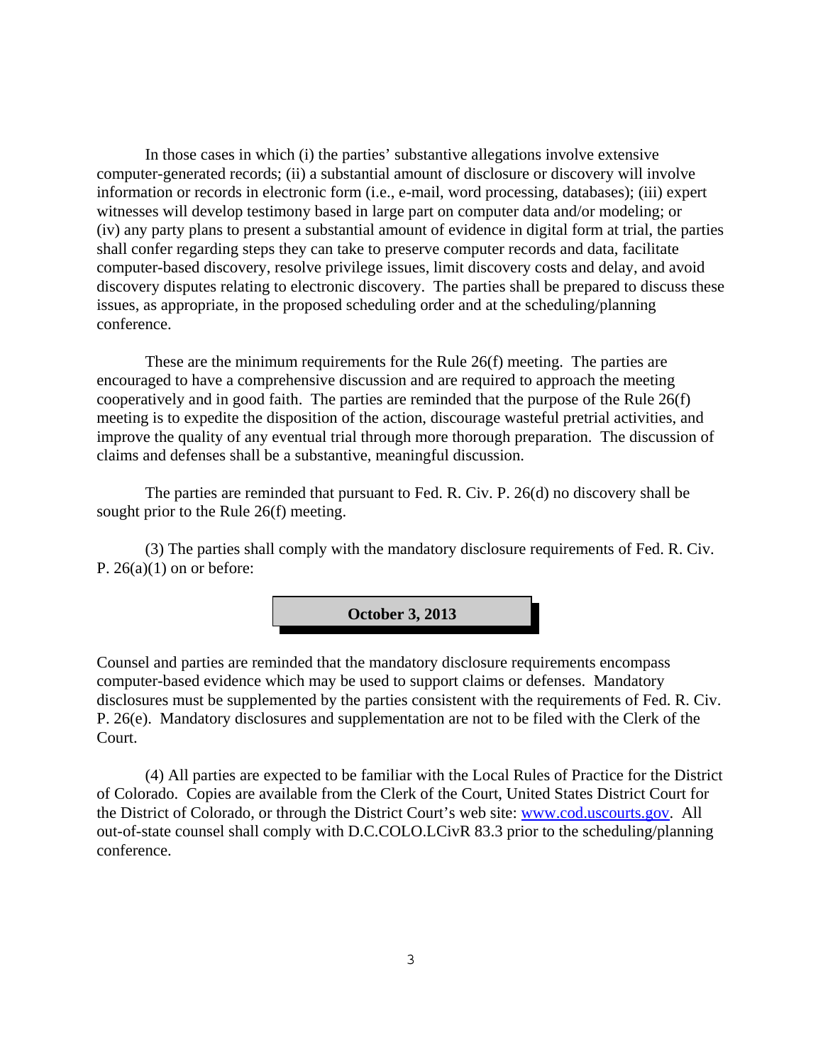In those cases in which (i) the parties' substantive allegations involve extensive computer-generated records; (ii) a substantial amount of disclosure or discovery will involve information or records in electronic form (i.e., e-mail, word processing, databases); (iii) expert witnesses will develop testimony based in large part on computer data and/or modeling; or (iv) any party plans to present a substantial amount of evidence in digital form at trial, the parties shall confer regarding steps they can take to preserve computer records and data, facilitate computer-based discovery, resolve privilege issues, limit discovery costs and delay, and avoid discovery disputes relating to electronic discovery. The parties shall be prepared to discuss these issues, as appropriate, in the proposed scheduling order and at the scheduling/planning conference.

These are the minimum requirements for the Rule 26(f) meeting. The parties are encouraged to have a comprehensive discussion and are required to approach the meeting cooperatively and in good faith. The parties are reminded that the purpose of the Rule 26(f) meeting is to expedite the disposition of the action, discourage wasteful pretrial activities, and improve the quality of any eventual trial through more thorough preparation. The discussion of claims and defenses shall be a substantive, meaningful discussion.

The parties are reminded that pursuant to Fed. R. Civ. P. 26(d) no discovery shall be sought prior to the Rule 26(f) meeting.

(3) The parties shall comply with the mandatory disclosure requirements of Fed. R. Civ. P. 26(a)(1) on or before:

**October 3, 2013**

Counsel and parties are reminded that the mandatory disclosure requirements encompass computer-based evidence which may be used to support claims or defenses. Mandatory disclosures must be supplemented by the parties consistent with the requirements of Fed. R. Civ. P. 26(e). Mandatory disclosures and supplementation are not to be filed with the Clerk of the Court.

(4) All parties are expected to be familiar with the Local Rules of Practice for the District of Colorado. Copies are available from the Clerk of the Court, United States District Court for the District of Colorado, or through the District Court's web site: www.cod.uscourts.gov. All out-of-state counsel shall comply with D.C.COLO.LCivR 83.3 prior to the scheduling/planning conference.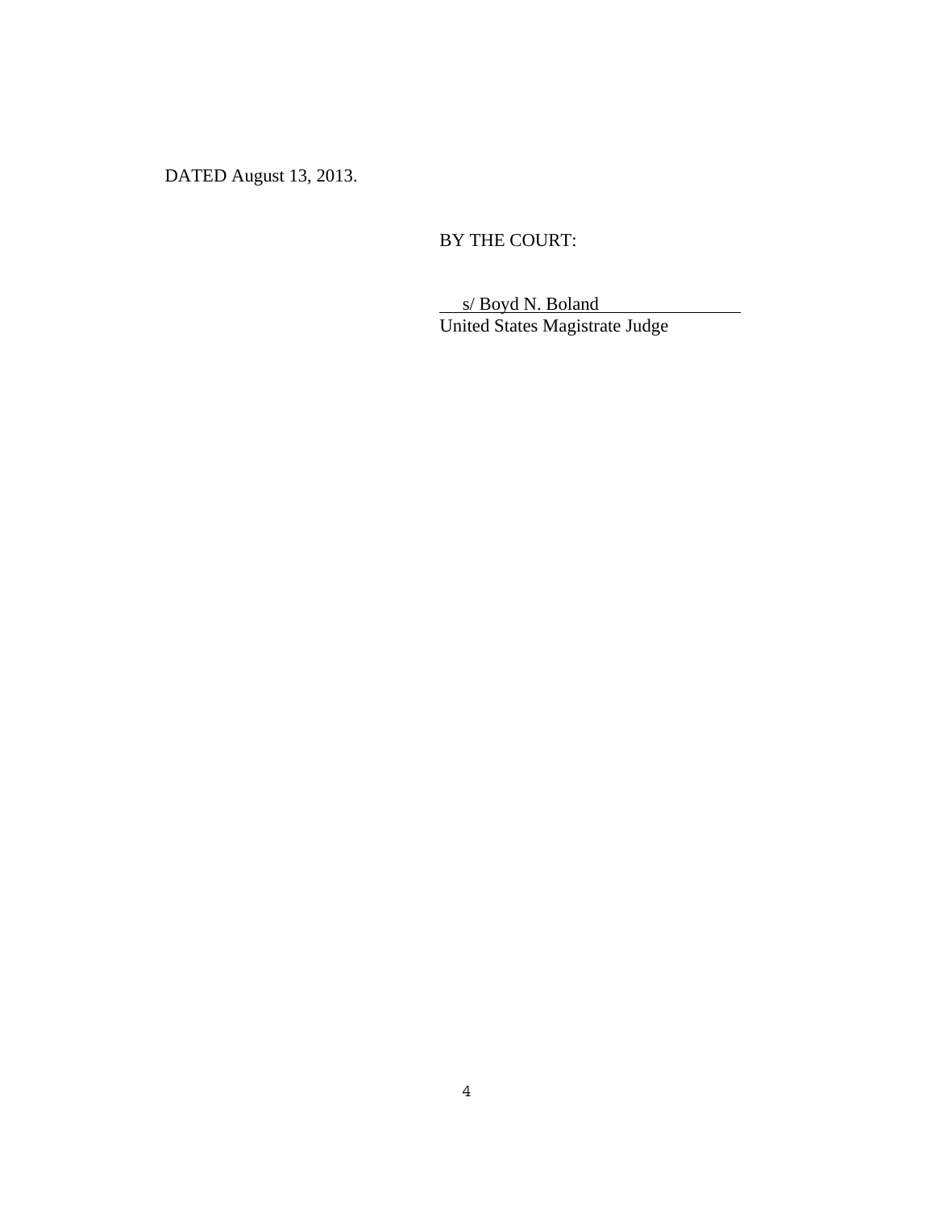DATED August 13, 2013.

BY THE COURT:

s/ Boyd N. Boland
United States Magistrate Judge